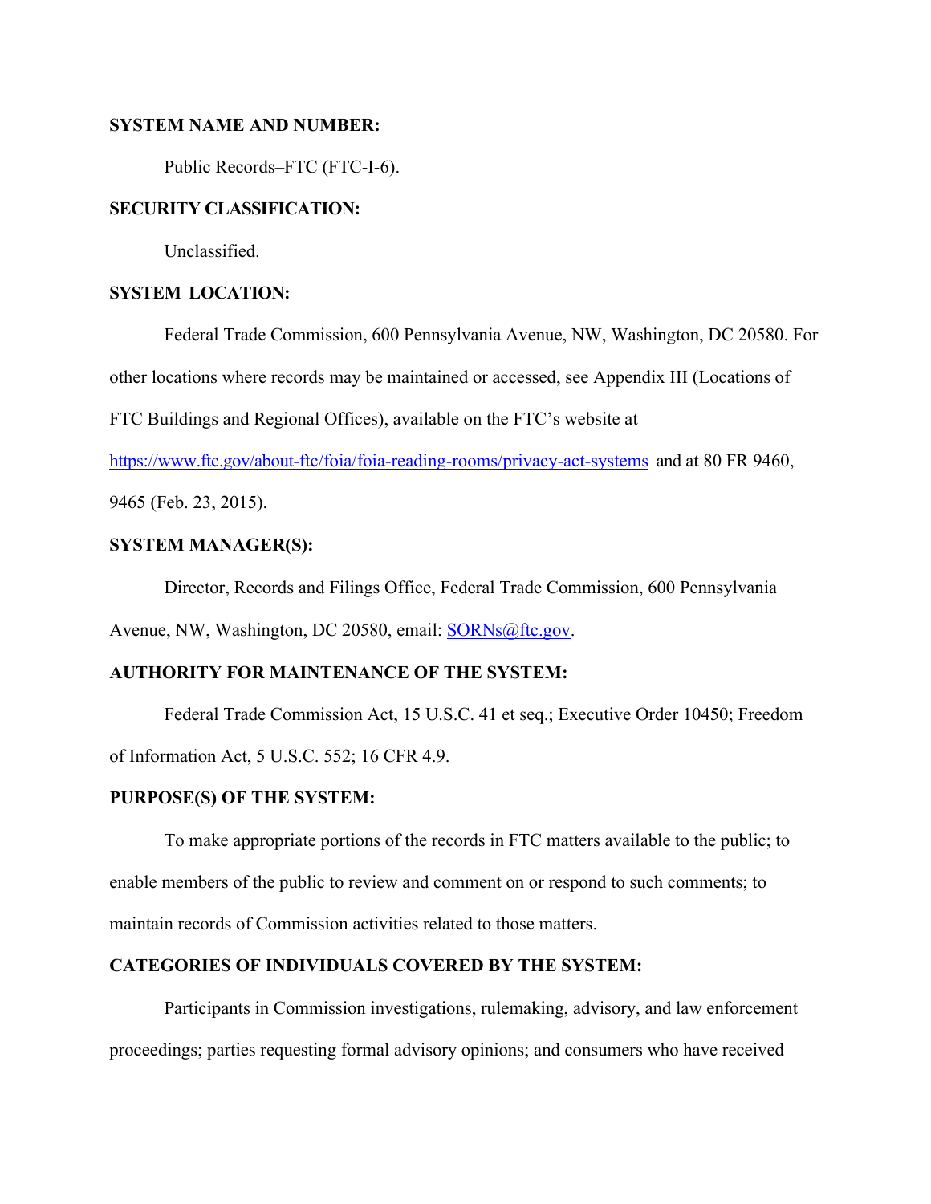**SYSTEM NAME AND NUMBER:**

Public Records–FTC (FTC-I-6).

**SECURITY CLASSIFICATION:**

Unclassified.

**SYSTEM LOCATION:**

Federal Trade Commission, 600 Pennsylvania Avenue, NW, Washington, DC 20580. For other locations where records may be maintained or accessed, see Appendix III (Locations of FTC Buildings and Regional Offices), available on the FTC's website at https://www.ftc.gov/about-ftc/foia/foia-reading-rooms/privacy-act-systems and at 80 FR 9460, 9465 (Feb. 23, 2015).

**SYSTEM MANAGER(S):**

Director, Records and Filings Office, Federal Trade Commission, 600 Pennsylvania Avenue, NW, Washington, DC 20580, email: SORNs@ftc.gov.

**AUTHORITY FOR MAINTENANCE OF THE SYSTEM:**

Federal Trade Commission Act, 15 U.S.C. 41 et seq.; Executive Order 10450; Freedom of Information Act, 5 U.S.C. 552; 16 CFR 4.9.

**PURPOSE(S) OF THE SYSTEM:**

To make appropriate portions of the records in FTC matters available to the public; to enable members of the public to review and comment on or respond to such comments; to maintain records of Commission activities related to those matters.

**CATEGORIES OF INDIVIDUALS COVERED BY THE SYSTEM:**

Participants in Commission investigations, rulemaking, advisory, and law enforcement proceedings; parties requesting formal advisory opinions; and consumers who have received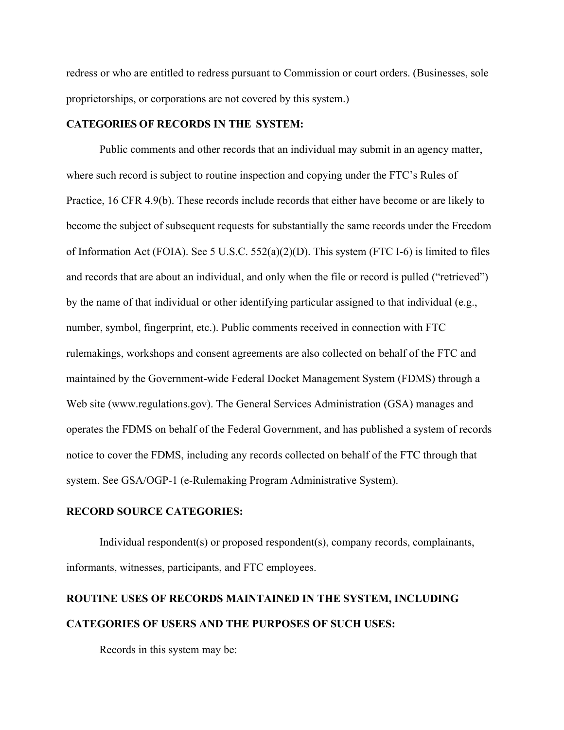redress or who are entitled to redress pursuant to Commission or court orders. (Businesses, sole proprietorships, or corporations are not covered by this system.)

**CATEGORIES OF RECORDS IN THE SYSTEM:**

Public comments and other records that an individual may submit in an agency matter, where such record is subject to routine inspection and copying under the FTC's Rules of Practice, 16 CFR 4.9(b). These records include records that either have become or are likely to become the subject of subsequent requests for substantially the same records under the Freedom of Information Act (FOIA). See 5 U.S.C. 552(a)(2)(D). This system (FTC I-6) is limited to files and records that are about an individual, and only when the file or record is pulled ("retrieved") by the name of that individual or other identifying particular assigned to that individual (e.g., number, symbol, fingerprint, etc.). Public comments received in connection with FTC rulemakings, workshops and consent agreements are also collected on behalf of the FTC and maintained by the Government-wide Federal Docket Management System (FDMS) through a Web site (www.regulations.gov). The General Services Administration (GSA) manages and operates the FDMS on behalf of the Federal Government, and has published a system of records notice to cover the FDMS, including any records collected on behalf of the FTC through that system. See GSA/OGP-1 (e-Rulemaking Program Administrative System).

**RECORD SOURCE CATEGORIES:**

Individual respondent(s) or proposed respondent(s), company records, complainants, informants, witnesses, participants, and FTC employees.

**ROUTINE USES OF RECORDS MAINTAINED IN THE SYSTEM, INCLUDING CATEGORIES OF USERS AND THE PURPOSES OF SUCH USES:**

Records in this system may be: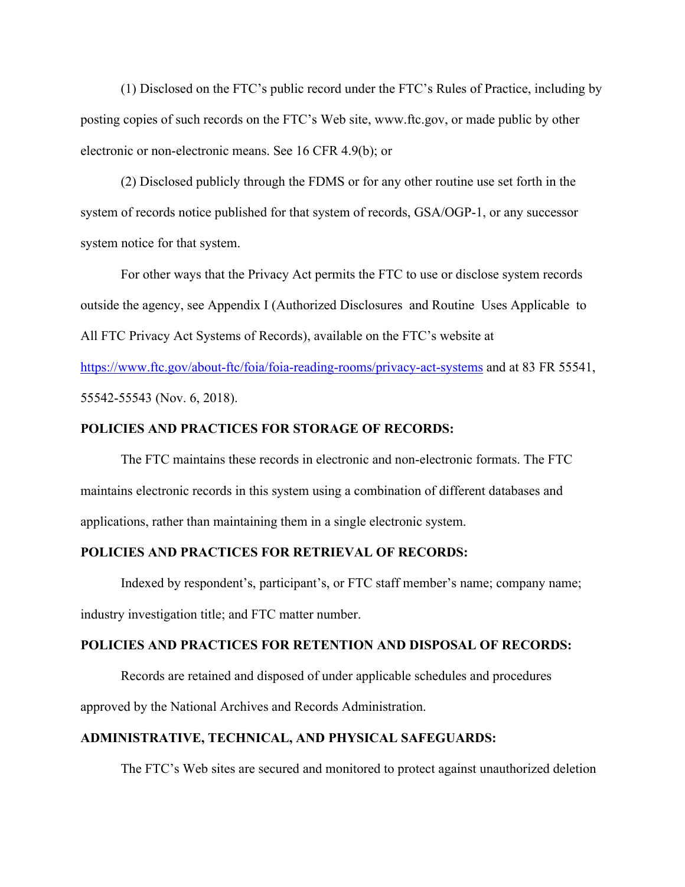(1) Disclosed on the FTC's public record under the FTC's Rules of Practice, including by posting copies of such records on the FTC's Web site, www.ftc.gov, or made public by other electronic or non-electronic means. See 16 CFR 4.9(b); or

(2) Disclosed publicly through the FDMS or for any other routine use set forth in the system of records notice published for that system of records, GSA/OGP-1, or any successor system notice for that system.

For other ways that the Privacy Act permits the FTC to use or disclose system records outside the agency, see Appendix I (Authorized Disclosures and Routine Uses Applicable to All FTC Privacy Act Systems of Records), available on the FTC's website at [https://www.ftc.gov/about-ftc/foia/foia-reading-rooms/privacy-act-systems](https://www.ftc.gov/about-ftc/foia/foia-reading-rooms/privacy-act-systems) and at 83 FR 55541, 55542-55543 (Nov. 6, 2018).

**POLICIES AND PRACTICES FOR STORAGE OF RECORDS:**

The FTC maintains these records in electronic and non-electronic formats. The FTC maintains electronic records in this system using a combination of different databases and applications, rather than maintaining them in a single electronic system.

**POLICIES AND PRACTICES FOR RETRIEVAL OF RECORDS:**

Indexed by respondent's, participant's, or FTC staff member's name; company name; industry investigation title; and FTC matter number.

**POLICIES AND PRACTICES FOR RETENTION AND DISPOSAL OF RECORDS:**

Records are retained and disposed of under applicable schedules and procedures approved by the National Archives and Records Administration.

**ADMINISTRATIVE, TECHNICAL, AND PHYSICAL SAFEGUARDS:**

The FTC's Web sites are secured and monitored to protect against unauthorized deletion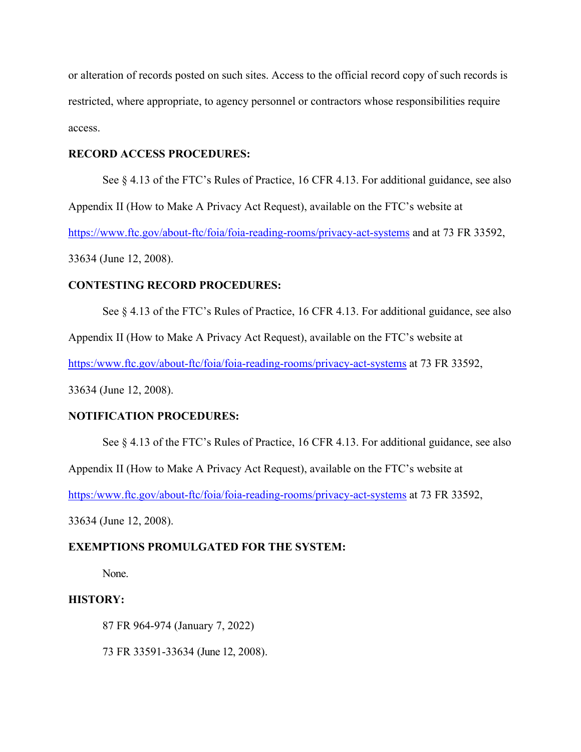or alteration of records posted on such sites. Access to the official record copy of such records is restricted, where appropriate, to agency personnel or contractors whose responsibilities require access.

**RECORD ACCESS PROCEDURES:**

See § 4.13 of the FTC's Rules of Practice, 16 CFR 4.13. For additional guidance, see also Appendix II (How to Make A Privacy Act Request), available on the FTC's website at https://www.ftc.gov/about-ftc/foia/foia-reading-rooms/privacy-act-systems and at 73 FR 33592, 33634 (June 12, 2008).

**CONTESTING RECORD PROCEDURES:**

See § 4.13 of the FTC's Rules of Practice, 16 CFR 4.13. For additional guidance, see also Appendix II (How to Make A Privacy Act Request), available on the FTC's website at https:/www.ftc.gov/about-ftc/foia/foia-reading-rooms/privacy-act-systems at 73 FR 33592, 33634 (June 12, 2008).

**NOTIFICATION PROCEDURES:**

See § 4.13 of the FTC's Rules of Practice, 16 CFR 4.13. For additional guidance, see also Appendix II (How to Make A Privacy Act Request), available on the FTC's website at https:/www.ftc.gov/about-ftc/foia/foia-reading-rooms/privacy-act-systems at 73 FR 33592, 33634 (June 12, 2008).

**EXEMPTIONS PROMULGATED FOR THE SYSTEM:**

None.

**HISTORY:**

87 FR 964-974 (January 7, 2022)

73 FR 33591-33634 (June 12, 2008).